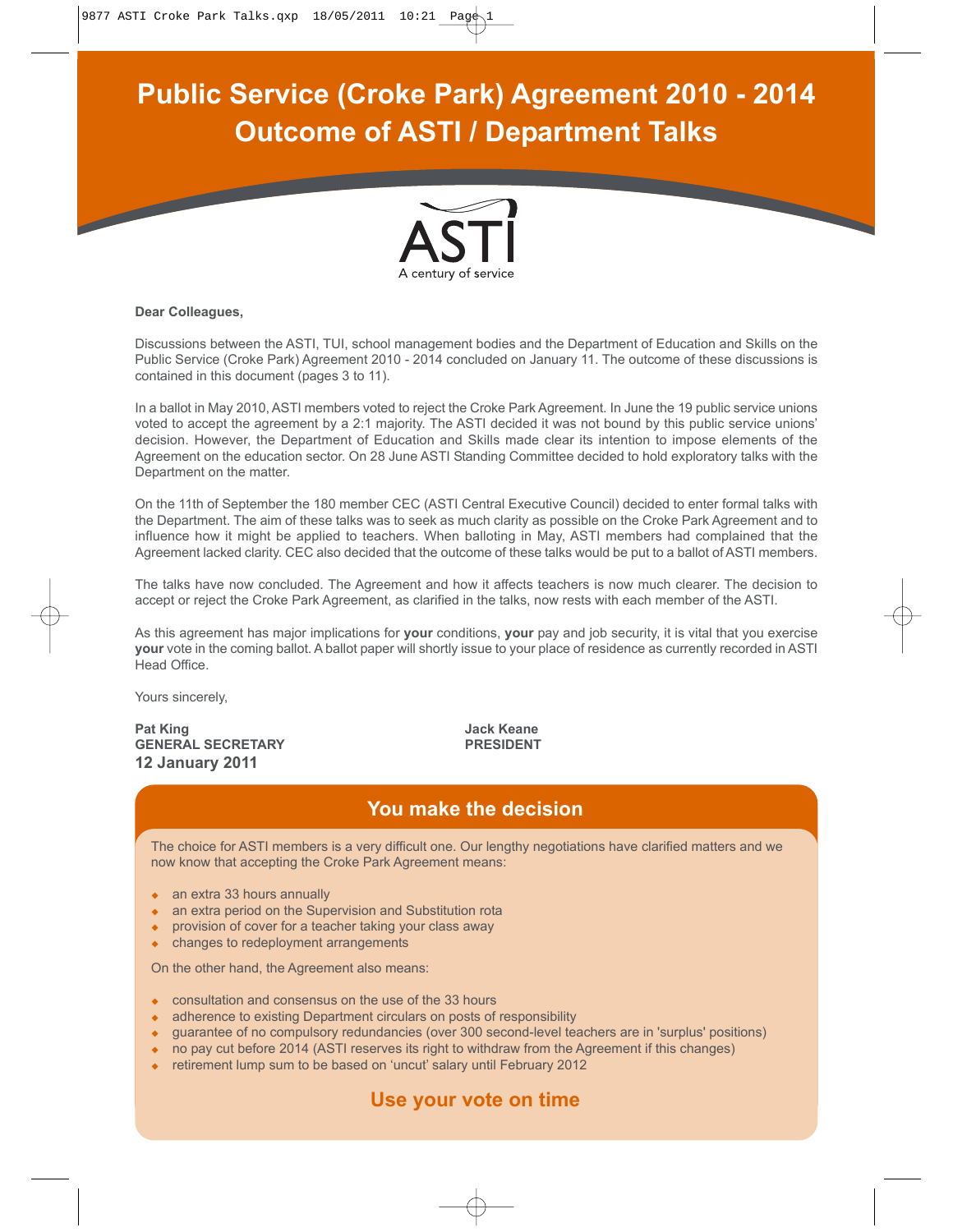# Public Service (Croke Park) Agreement 2010 - 2014
# Outcome of ASTI / Department Talks

ASTI
A century of service

**Dear Colleagues,**

Discussions between the ASTI, TUI, school management bodies and the Department of Education and Skills on the Public Service (Croke Park) Agreement 2010 - 2014 concluded on January 11. The outcome of these discussions is contained in this document (pages 3 to 11).

In a ballot in May 2010, ASTI members voted to reject the Croke Park Agreement. In June the 19 public service unions voted to accept the agreement by a 2:1 majority. The ASTI decided it was not bound by this public service unions' decision. However, the Department of Education and Skills made clear its intention to impose elements of the Agreement on the education sector. On 28 June ASTI Standing Committee decided to hold exploratory talks with the Department on the matter.

On the 11th of September the 180 member CEC (ASTI Central Executive Council) decided to enter formal talks with the Department. The aim of these talks was to seek as much clarity as possible on the Croke Park Agreement and to influence how it might be applied to teachers. When balloting in May, ASTI members had complained that the Agreement lacked clarity. CEC also decided that the outcome of these talks would be put to a ballot of ASTI members.

The talks have now concluded. The Agreement and how it affects teachers is now much clearer. The decision to accept or reject the Croke Park Agreement, as clarified in the talks, now rests with each member of the ASTI.

As this agreement has major implications for **your** conditions, **your** pay and job security, it is vital that you exercise **your** vote in the coming ballot. A ballot paper will shortly issue to your place of residence as currently recorded in ASTI Head Office.

Yours sincerely,

**Pat King**
**GENERAL SECRETARY**
**12 January 2011**

**Jack Keane**
**PRESIDENT**

## You make the decision

The choice for ASTI members is a very difficult one. Our lengthy negotiations have clarified matters and we now know that accepting the Croke Park Agreement means:

- an extra 33 hours annually
- an extra period on the Supervision and Substitution rota
- provision of cover for a teacher taking your class away
- changes to redeployment arrangements

On the other hand, the Agreement also means:

- consultation and consensus on the use of the 33 hours
- adherence to existing Department circulars on posts of responsibility
- guarantee of no compulsory redundancies (over 300 second-level teachers are in 'surplus' positions)
- no pay cut before 2014 (ASTI reserves its right to withdraw from the Agreement if this changes)
- retirement lump sum to be based on 'uncut' salary until February 2012

## Use your vote on time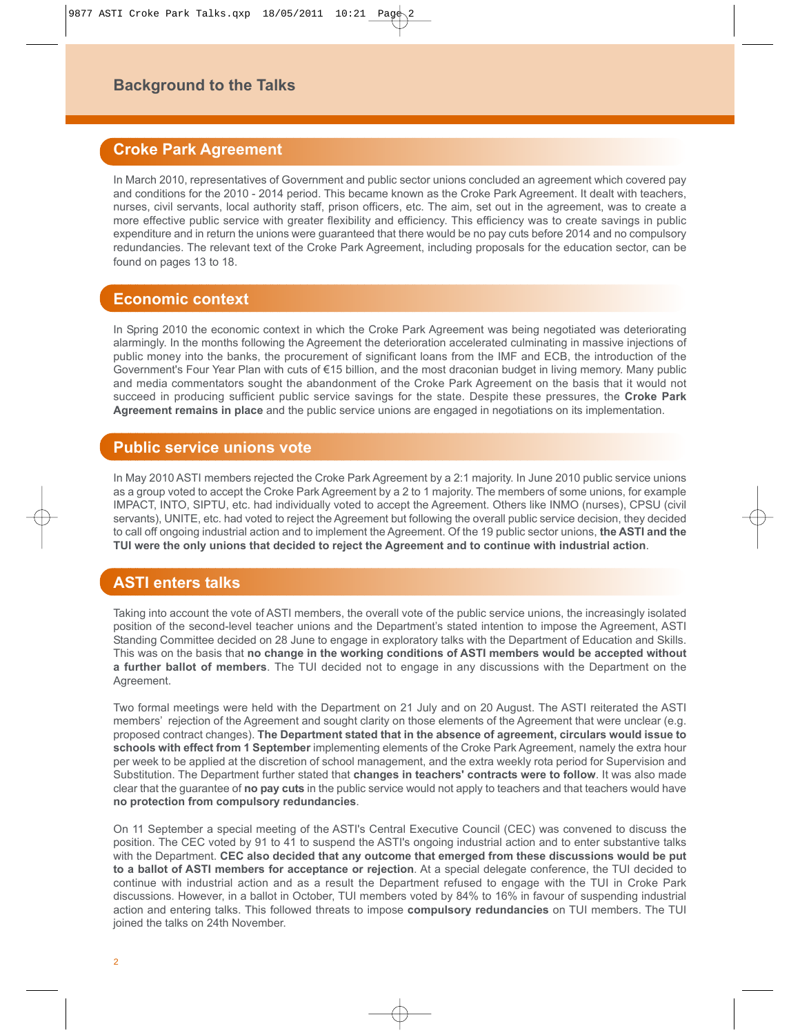# Background to the Talks

## Croke Park Agreement

In March 2010, representatives of Government and public sector unions concluded an agreement which covered pay and conditions for the 2010 - 2014 period. This became known as the Croke Park Agreement. It dealt with teachers, nurses, civil servants, local authority staff, prison officers, etc. The aim, set out in the agreement, was to create a more effective public service with greater flexibility and efficiency. This efficiency was to create savings in public expenditure and in return the unions were guaranteed that there would be no pay cuts before 2014 and no compulsory redundancies. The relevant text of the Croke Park Agreement, including proposals for the education sector, can be found on pages 13 to 18.

## Economic context

In Spring 2010 the economic context in which the Croke Park Agreement was being negotiated was deteriorating alarmingly. In the months following the Agreement the deterioration accelerated culminating in massive injections of public money into the banks, the procurement of significant loans from the IMF and ECB, the introduction of the Government's Four Year Plan with cuts of €15 billion, and the most draconian budget in living memory. Many public and media commentators sought the abandonment of the Croke Park Agreement on the basis that it would not succeed in producing sufficient public service savings for the state. Despite these pressures, the **Croke Park Agreement remains in place** and the public service unions are engaged in negotiations on its implementation.

## Public service unions vote

In May 2010 ASTI members rejected the Croke Park Agreement by a 2:1 majority. In June 2010 public service unions as a group voted to accept the Croke Park Agreement by a 2 to 1 majority. The members of some unions, for example IMPACT, INTO, SIPTU, etc. had individually voted to accept the Agreement. Others like INMO (nurses), CPSU (civil servants), UNITE, etc. had voted to reject the Agreement but following the overall public service decision, they decided to call off ongoing industrial action and to implement the Agreement. Of the 19 public sector unions, **the ASTI and the TUI were the only unions that decided to reject the Agreement and to continue with industrial action**.

## ASTI enters talks

Taking into account the vote of ASTI members, the overall vote of the public service unions, the increasingly isolated position of the second-level teacher unions and the Department's stated intention to impose the Agreement, ASTI Standing Committee decided on 28 June to engage in exploratory talks with the Department of Education and Skills. This was on the basis that **no change in the working conditions of ASTI members would be accepted without a further ballot of members**. The TUI decided not to engage in any discussions with the Department on the Agreement.

Two formal meetings were held with the Department on 21 July and on 20 August. The ASTI reiterated the ASTI members' rejection of the Agreement and sought clarity on those elements of the Agreement that were unclear (e.g. proposed contract changes). **The Department stated that in the absence of agreement, circulars would issue to schools with effect from 1 September** implementing elements of the Croke Park Agreement, namely the extra hour per week to be applied at the discretion of school management, and the extra weekly rota period for Supervision and Substitution. The Department further stated that **changes in teachers' contracts were to follow**. It was also made clear that the guarantee of **no pay cuts** in the public service would not apply to teachers and that teachers would have **no protection from compulsory redundancies**.

On 11 September a special meeting of the ASTI's Central Executive Council (CEC) was convened to discuss the position. The CEC voted by 91 to 41 to suspend the ASTI's ongoing industrial action and to enter substantive talks with the Department. **CEC also decided that any outcome that emerged from these discussions would be put to a ballot of ASTI members for acceptance or rejection**. At a special delegate conference, the TUI decided to continue with industrial action and as a result the Department refused to engage with the TUI in Croke Park discussions. However, in a ballot in October, TUI members voted by 84% to 16% in favour of suspending industrial action and entering talks. This followed threats to impose **compulsory redundancies** on TUI members. The TUI joined the talks on 24th November.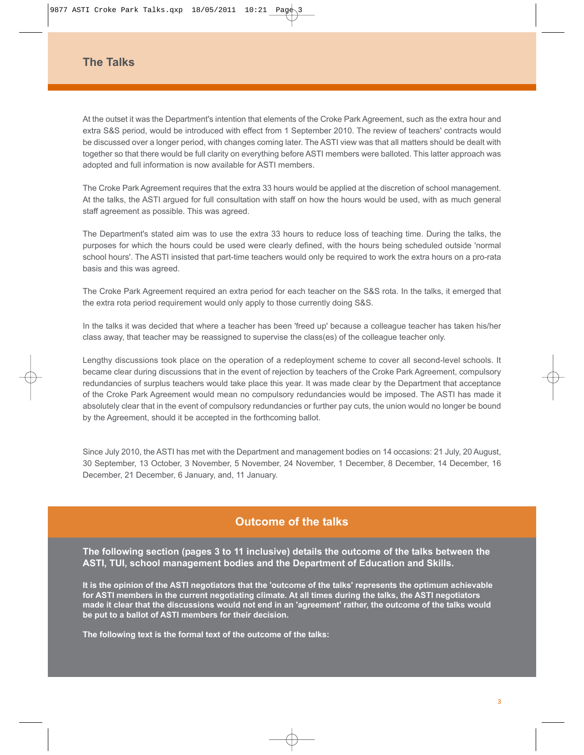## The Talks

At the outset it was the Department's intention that elements of the Croke Park Agreement, such as the extra hour and extra S&S period, would be introduced with effect from 1 September 2010. The review of teachers' contracts would be discussed over a longer period, with changes coming later. The ASTI view was that all matters should be dealt with together so that there would be full clarity on everything before ASTI members were balloted. This latter approach was adopted and full information is now available for ASTI members.

The Croke Park Agreement requires that the extra 33 hours would be applied at the discretion of school management. At the talks, the ASTI argued for full consultation with staff on how the hours would be used, with as much general staff agreement as possible. This was agreed.

The Department's stated aim was to use the extra 33 hours to reduce loss of teaching time. During the talks, the purposes for which the hours could be used were clearly defined, with the hours being scheduled outside 'normal school hours'. The ASTI insisted that part-time teachers would only be required to work the extra hours on a pro-rata basis and this was agreed.

The Croke Park Agreement required an extra period for each teacher on the S&S rota. In the talks, it emerged that the extra rota period requirement would only apply to those currently doing S&S.

In the talks it was decided that where a teacher has been 'freed up' because a colleague teacher has taken his/her class away, that teacher may be reassigned to supervise the class(es) of the colleague teacher only.

Lengthy discussions took place on the operation of a redeployment scheme to cover all second-level schools. It became clear during discussions that in the event of rejection by teachers of the Croke Park Agreement, compulsory redundancies of surplus teachers would take place this year. It was made clear by the Department that acceptance of the Croke Park Agreement would mean no compulsory redundancies would be imposed. The ASTI has made it absolutely clear that in the event of compulsory redundancies or further pay cuts, the union would no longer be bound by the Agreement, should it be accepted in the forthcoming ballot.

Since July 2010, the ASTI has met with the Department and management bodies on 14 occasions: 21 July, 20 August, 30 September, 13 October, 3 November, 5 November, 24 November, 1 December, 8 December, 14 December, 16 December, 21 December, 6 January, and, 11 January.

## Outcome of the talks

**The following section (pages 3 to 11 inclusive) details the outcome of the talks between the ASTI, TUI, school management bodies and the Department of Education and Skills.**

**It is the opinion of the ASTI negotiators that the 'outcome of the talks' represents the optimum achievable for ASTI members in the current negotiating climate. At all times during the talks, the ASTI negotiators made it clear that the discussions would not end in an 'agreement' rather, the outcome of the talks would be put to a ballot of ASTI members for their decision.**

**The following text is the formal text of the outcome of the talks:**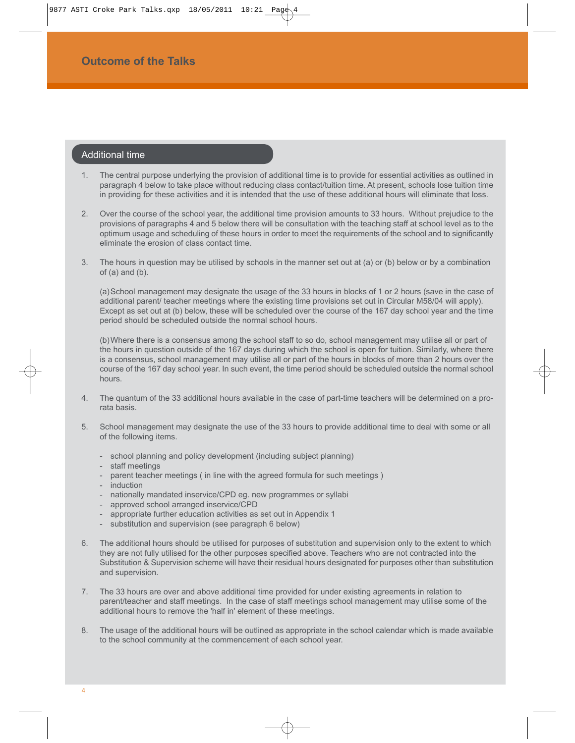# Outcome of the Talks

## Additional time

1. The central purpose underlying the provision of additional time is to provide for essential activities as outlined in paragraph 4 below to take place without reducing class contact/tuition time. At present, schools lose tuition time in providing for these activities and it is intended that the use of these additional hours will eliminate that loss.

2. Over the course of the school year, the additional time provision amounts to 33 hours. Without prejudice to the provisions of paragraphs 4 and 5 below there will be consultation with the teaching staff at school level as to the optimum usage and scheduling of these hours in order to meet the requirements of the school and to significantly eliminate the erosion of class contact time.

3. The hours in question may be utilised by schools in the manner set out at (a) or (b) below or by a combination of (a) and (b).

   (a) School management may designate the usage of the 33 hours in blocks of 1 or 2 hours (save in the case of additional parent/ teacher meetings where the existing time provisions set out in Circular M58/04 will apply). Except as set out at (b) below, these will be scheduled over the course of the 167 day school year and the time period should be scheduled outside the normal school hours.

   (b) Where there is a consensus among the school staff to so do, school management may utilise all or part of the hours in question outside of the 167 days during which the school is open for tuition. Similarly, where there is a consensus, school management may utilise all or part of the hours in blocks of more than 2 hours over the course of the 167 day school year. In such event, the time period should be scheduled outside the normal school hours.

4. The quantum of the 33 additional hours available in the case of part-time teachers will be determined on a pro-rata basis.

5. School management may designate the use of the 33 hours to provide additional time to deal with some or all of the following items.

   - school planning and policy development (including subject planning)
   - staff meetings
   - parent teacher meetings ( in line with the agreed formula for such meetings )
   - induction
   - nationally mandated inservice/CPD eg. new programmes or syllabi
   - approved school arranged inservice/CPD
   - appropriate further education activities as set out in Appendix 1
   - substitution and supervision (see paragraph 6 below)

6. The additional hours should be utilised for purposes of substitution and supervision only to the extent to which they are not fully utilised for the other purposes specified above. Teachers who are not contracted into the Substitution & Supervision scheme will have their residual hours designated for purposes other than substitution and supervision.

7. The 33 hours are over and above additional time provided for under existing agreements in relation to parent/teacher and staff meetings. In the case of staff meetings school management may utilise some of the additional hours to remove the 'half in' element of these meetings.

8. The usage of the additional hours will be outlined as appropriate in the school calendar which is made available to the school community at the commencement of each school year.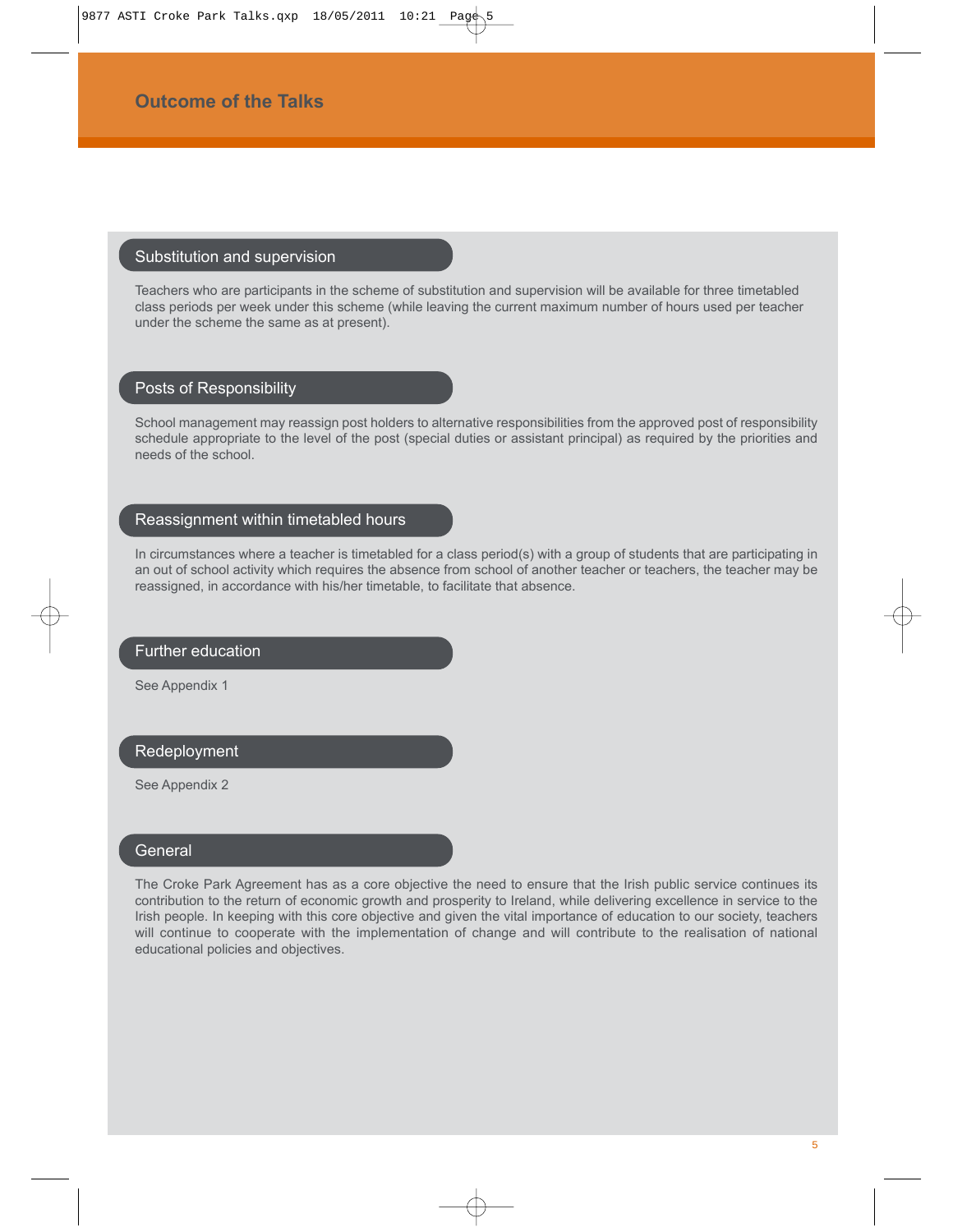# Outcome of the Talks

## Substitution and supervision

Teachers who are participants in the scheme of substitution and supervision will be available for three timetabled class periods per week under this scheme (while leaving the current maximum number of hours used per teacher under the scheme the same as at present).

## Posts of Responsibility

School management may reassign post holders to alternative responsibilities from the approved post of responsibility schedule appropriate to the level of the post (special duties or assistant principal) as required by the priorities and needs of the school.

## Reassignment within timetabled hours

In circumstances where a teacher is timetabled for a class period(s) with a group of students that are participating in an out of school activity which requires the absence from school of another teacher or teachers, the teacher may be reassigned, in accordance with his/her timetable, to facilitate that absence.

## Further education

See Appendix 1

## Redeployment

See Appendix 2

## General

The Croke Park Agreement has as a core objective the need to ensure that the Irish public service continues its contribution to the return of economic growth and prosperity to Ireland, while delivering excellence in service to the Irish people. In keeping with this core objective and given the vital importance of education to our society, teachers will continue to cooperate with the implementation of change and will contribute to the realisation of national educational policies and objectives.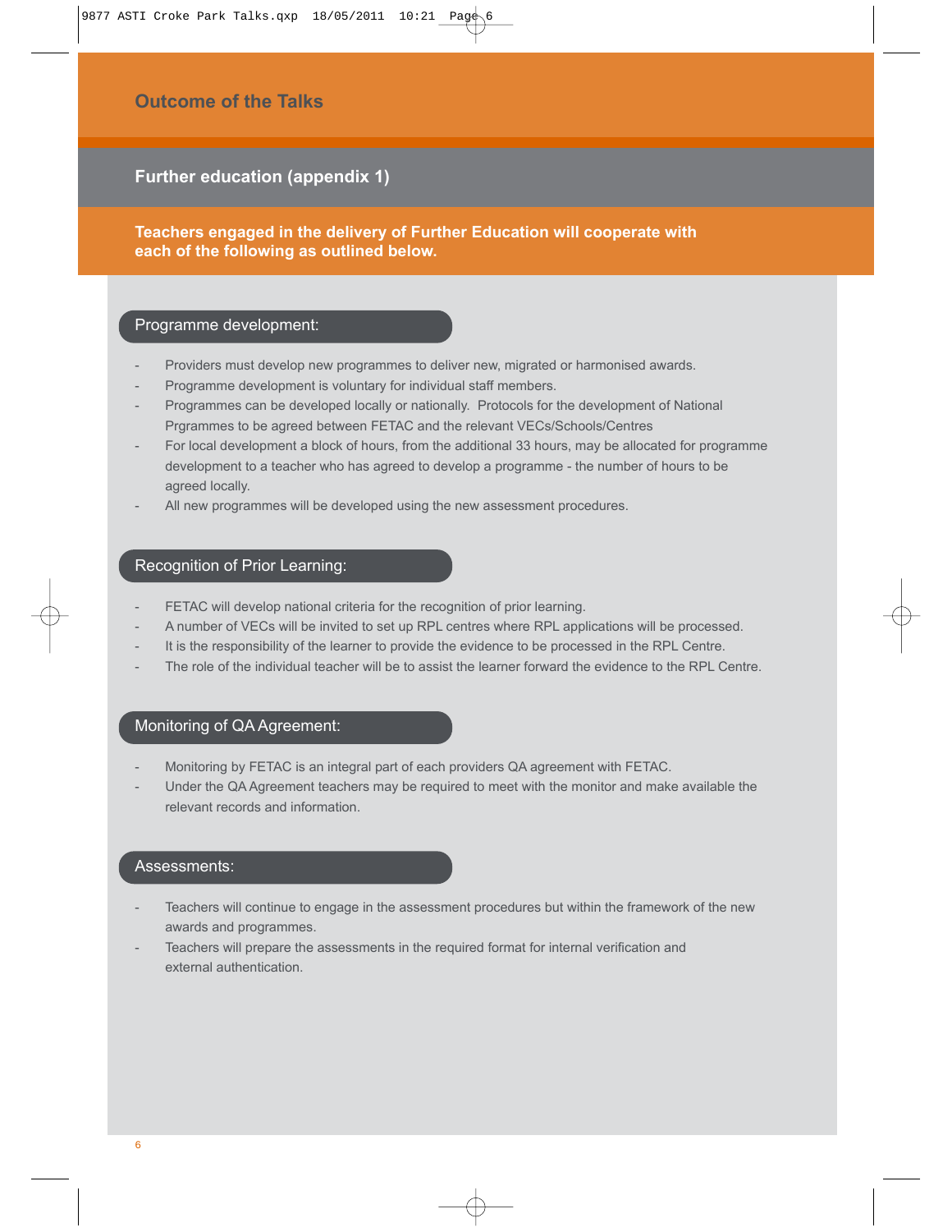# Outcome of the Talks

## Further education (appendix 1)

**Teachers engaged in the delivery of Further Education will cooperate with each of the following as outlined below.**

### Programme development:

- Providers must develop new programmes to deliver new, migrated or harmonised awards.
- Programme development is voluntary for individual staff members.
- Programmes can be developed locally or nationally. Protocols for the development of National Prgrammes to be agreed between FETAC and the relevant VECs/Schools/Centres
- For local development a block of hours, from the additional 33 hours, may be allocated for programme development to a teacher who has agreed to develop a programme - the number of hours to be agreed locally.
- All new programmes will be developed using the new assessment procedures.

### Recognition of Prior Learning:

- FETAC will develop national criteria for the recognition of prior learning.
- A number of VECs will be invited to set up RPL centres where RPL applications will be processed.
- It is the responsibility of the learner to provide the evidence to be processed in the RPL Centre.
- The role of the individual teacher will be to assist the learner forward the evidence to the RPL Centre.

### Monitoring of QA Agreement:

- Monitoring by FETAC is an integral part of each providers QA agreement with FETAC.
- Under the QA Agreement teachers may be required to meet with the monitor and make available the relevant records and information.

### Assessments:

- Teachers will continue to engage in the assessment procedures but within the framework of the new awards and programmes.
- Teachers will prepare the assessments in the required format for internal verification and external authentication.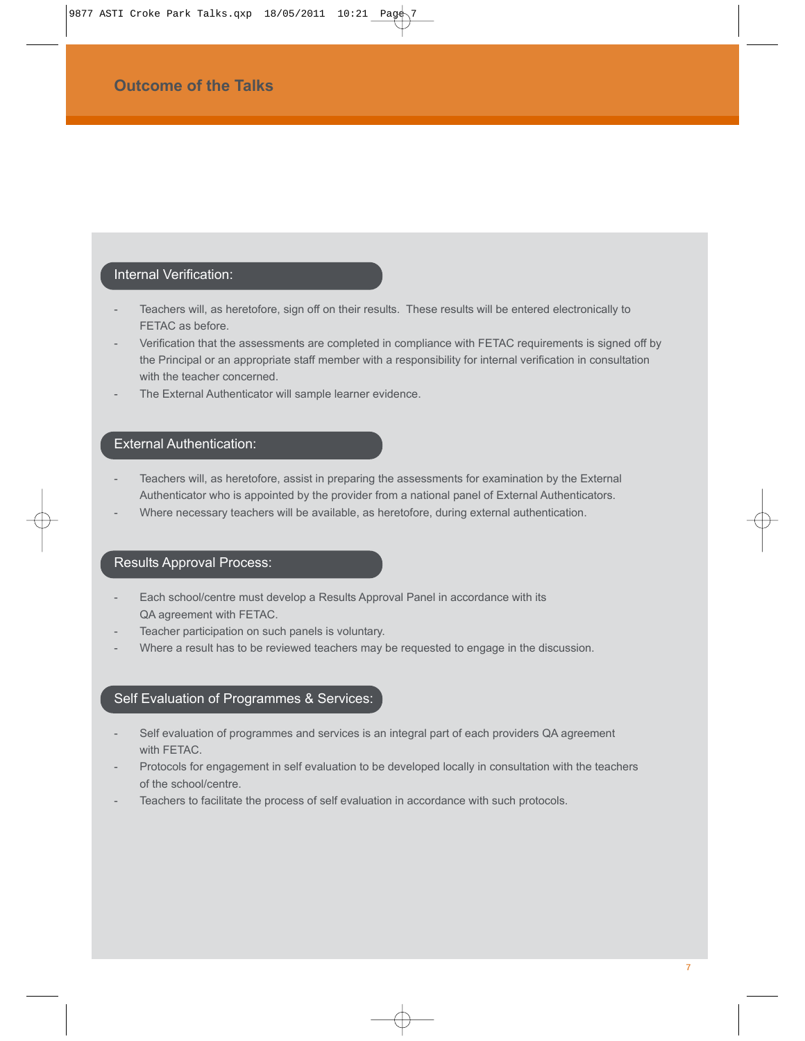## Outcome of the Talks

### Internal Verification:

- Teachers will, as heretofore, sign off on their results. These results will be entered electronically to FETAC as before.
- Verification that the assessments are completed in compliance with FETAC requirements is signed off by the Principal or an appropriate staff member with a responsibility for internal verification in consultation with the teacher concerned.
- The External Authenticator will sample learner evidence.

### External Authentication:

- Teachers will, as heretofore, assist in preparing the assessments for examination by the External Authenticator who is appointed by the provider from a national panel of External Authenticators.
- Where necessary teachers will be available, as heretofore, during external authentication.

### Results Approval Process:

- Each school/centre must develop a Results Approval Panel in accordance with its QA agreement with FETAC.
- Teacher participation on such panels is voluntary.
- Where a result has to be reviewed teachers may be requested to engage in the discussion.

### Self Evaluation of Programmes & Services:

- Self evaluation of programmes and services is an integral part of each providers QA agreement with FETAC.
- Protocols for engagement in self evaluation to be developed locally in consultation with the teachers of the school/centre.
- Teachers to facilitate the process of self evaluation in accordance with such protocols.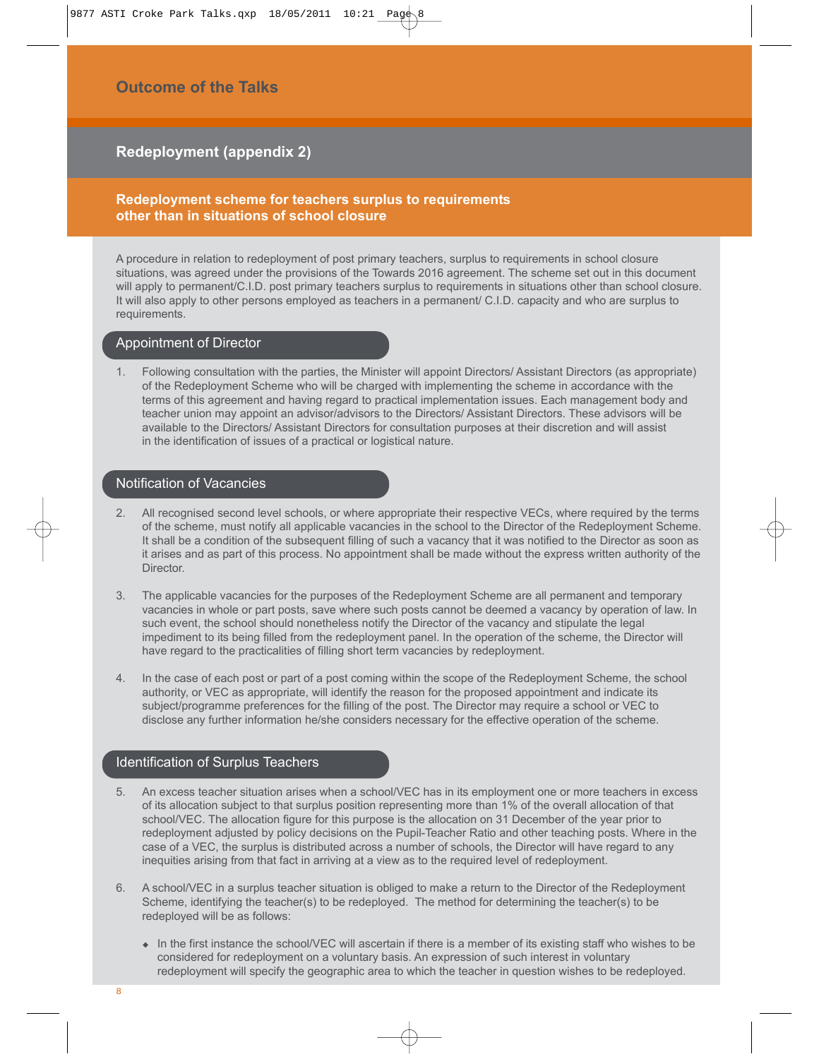# Outcome of the Talks

## Redeployment (appendix 2)

### Redeployment scheme for teachers surplus to requirements other than in situations of school closure

A procedure in relation to redeployment of post primary teachers, surplus to requirements in school closure situations, was agreed under the provisions of the Towards 2016 agreement. The scheme set out in this document will apply to permanent/C.I.D. post primary teachers surplus to requirements in situations other than school closure. It will also apply to other persons employed as teachers in a permanent/ C.I.D. capacity and who are surplus to requirements.

#### Appointment of Director

1. Following consultation with the parties, the Minister will appoint Directors/ Assistant Directors (as appropriate) of the Redeployment Scheme who will be charged with implementing the scheme in accordance with the terms of this agreement and having regard to practical implementation issues. Each management body and teacher union may appoint an advisor/advisors to the Directors/ Assistant Directors. These advisors will be available to the Directors/ Assistant Directors for consultation purposes at their discretion and will assist in the identification of issues of a practical or logistical nature.

#### Notification of Vacancies

2. All recognised second level schools, or where appropriate their respective VECs, where required by the terms of the scheme, must notify all applicable vacancies in the school to the Director of the Redeployment Scheme. It shall be a condition of the subsequent filling of such a vacancy that it was notified to the Director as soon as it arises and as part of this process. No appointment shall be made without the express written authority of the Director.

3. The applicable vacancies for the purposes of the Redeployment Scheme are all permanent and temporary vacancies in whole or part posts, save where such posts cannot be deemed a vacancy by operation of law. In such event, the school should nonetheless notify the Director of the vacancy and stipulate the legal impediment to its being filled from the redeployment panel. In the operation of the scheme, the Director will have regard to the practicalities of filling short term vacancies by redeployment.

4. In the case of each post or part of a post coming within the scope of the Redeployment Scheme, the school authority, or VEC as appropriate, will identify the reason for the proposed appointment and indicate its subject/programme preferences for the filling of the post. The Director may require a school or VEC to disclose any further information he/she considers necessary for the effective operation of the scheme.

#### Identification of Surplus Teachers

5. An excess teacher situation arises when a school/VEC has in its employment one or more teachers in excess of its allocation subject to that surplus position representing more than 1% of the overall allocation of that school/VEC. The allocation figure for this purpose is the allocation on 31 December of the year prior to redeployment adjusted by policy decisions on the Pupil-Teacher Ratio and other teaching posts. Where in the case of a VEC, the surplus is distributed across a number of schools, the Director will have regard to any inequities arising from that fact in arriving at a view as to the required level of redeployment.

6. A school/VEC in a surplus teacher situation is obliged to make a return to the Director of the Redeployment Scheme, identifying the teacher(s) to be redeployed. The method for determining the teacher(s) to be redeployed will be as follows:

   - In the first instance the school/VEC will ascertain if there is a member of its existing staff who wishes to be considered for redeployment on a voluntary basis. An expression of such interest in voluntary redeployment will specify the geographic area to which the teacher in question wishes to be redeployed.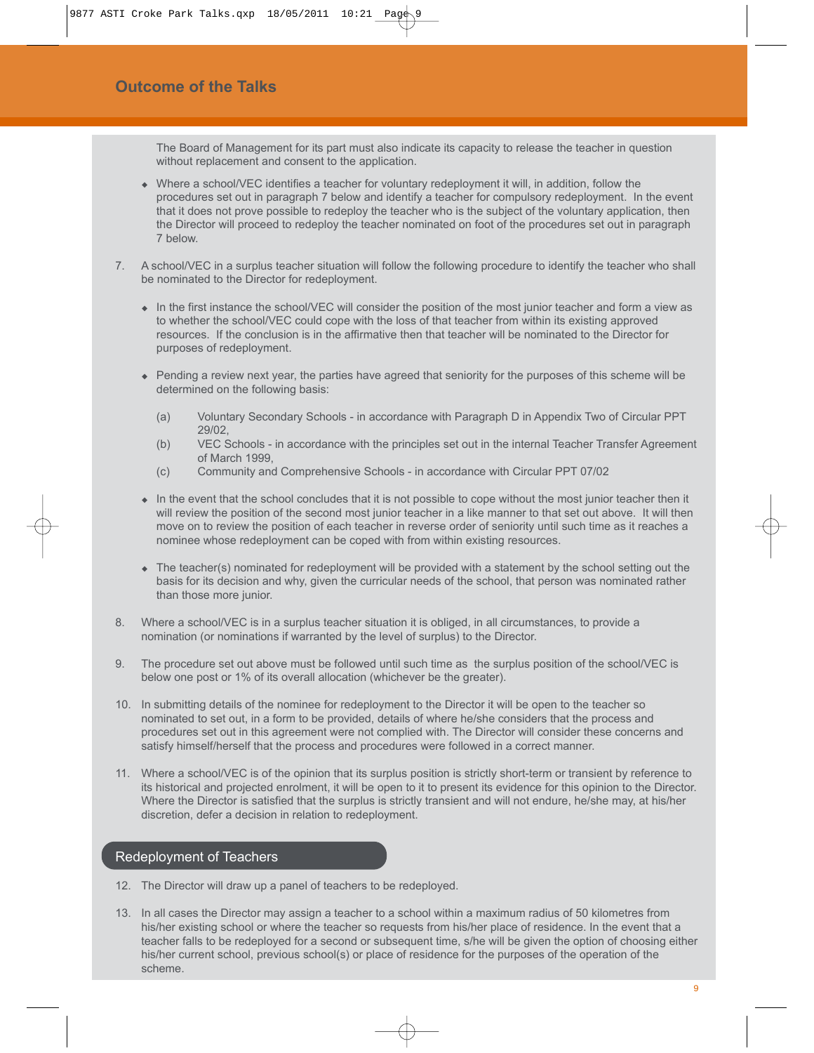## Outcome of the Talks

The Board of Management for its part must also indicate its capacity to release the teacher in question without replacement and consent to the application.

- Where a school/VEC identifies a teacher for voluntary redeployment it will, in addition, follow the procedures set out in paragraph 7 below and identify a teacher for compulsory redeployment. In the event that it does not prove possible to redeploy the teacher who is the subject of the voluntary application, then the Director will proceed to redeploy the teacher nominated on foot of the procedures set out in paragraph 7 below.

7. A school/VEC in a surplus teacher situation will follow the following procedure to identify the teacher who shall be nominated to the Director for redeployment.

   - In the first instance the school/VEC will consider the position of the most junior teacher and form a view as to whether the school/VEC could cope with the loss of that teacher from within its existing approved resources. If the conclusion is in the affirmative then that teacher will be nominated to the Director for purposes of redeployment.

   - Pending a review next year, the parties have agreed that seniority for the purposes of this scheme will be determined on the following basis:

     (a) Voluntary Secondary Schools - in accordance with Paragraph D in Appendix Two of Circular PPT 29/02,

     (b) VEC Schools - in accordance with the principles set out in the internal Teacher Transfer Agreement of March 1999,

     (c) Community and Comprehensive Schools - in accordance with Circular PPT 07/02

   - In the event that the school concludes that it is not possible to cope without the most junior teacher then it will review the position of the second most junior teacher in a like manner to that set out above. It will then move on to review the position of each teacher in reverse order of seniority until such time as it reaches a nominee whose redeployment can be coped with from within existing resources.

   - The teacher(s) nominated for redeployment will be provided with a statement by the school setting out the basis for its decision and why, given the curricular needs of the school, that person was nominated rather than those more junior.

8. Where a school/VEC is in a surplus teacher situation it is obliged, in all circumstances, to provide a nomination (or nominations if warranted by the level of surplus) to the Director.

9. The procedure set out above must be followed until such time as the surplus position of the school/VEC is below one post or 1% of its overall allocation (whichever be the greater).

10. In submitting details of the nominee for redeployment to the Director it will be open to the teacher so nominated to set out, in a form to be provided, details of where he/she considers that the process and procedures set out in this agreement were not complied with. The Director will consider these concerns and satisfy himself/herself that the process and procedures were followed in a correct manner.

11. Where a school/VEC is of the opinion that its surplus position is strictly short-term or transient by reference to its historical and projected enrolment, it will be open to it to present its evidence for this opinion to the Director. Where the Director is satisfied that the surplus is strictly transient and will not endure, he/she may, at his/her discretion, defer a decision in relation to redeployment.

### Redeployment of Teachers

12. The Director will draw up a panel of teachers to be redeployed.

13. In all cases the Director may assign a teacher to a school within a maximum radius of 50 kilometres from his/her existing school or where the teacher so requests from his/her place of residence. In the event that a teacher falls to be redeployed for a second or subsequent time, s/he will be given the option of choosing either his/her current school, previous school(s) or place of residence for the purposes of the operation of the scheme.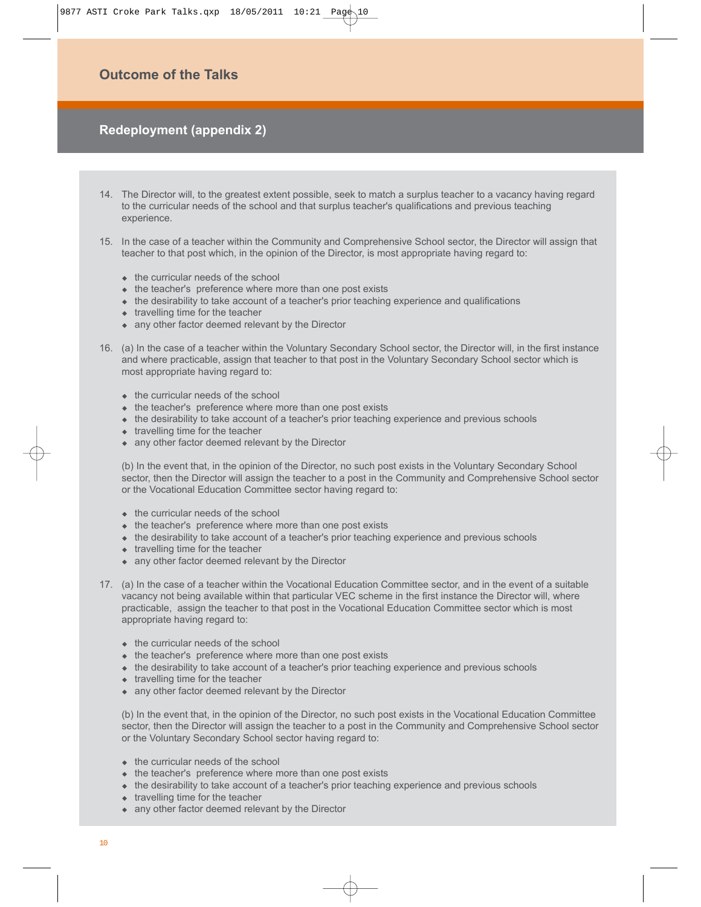## Outcome of the Talks

### Redeployment (appendix 2)

14. The Director will, to the greatest extent possible, seek to match a surplus teacher to a vacancy having regard to the curricular needs of the school and that surplus teacher's qualifications and previous teaching experience.

15. In the case of a teacher within the Community and Comprehensive School sector, the Director will assign that teacher to that post which, in the opinion of the Director, is most appropriate having regard to:

    - the curricular needs of the school
    - the teacher's preference where more than one post exists
    - the desirability to take account of a teacher's prior teaching experience and qualifications
    - travelling time for the teacher
    - any other factor deemed relevant by the Director

16. (a) In the case of a teacher within the Voluntary Secondary School sector, the Director will, in the first instance and where practicable, assign that teacher to that post in the Voluntary Secondary School sector which is most appropriate having regard to:

    - the curricular needs of the school
    - the teacher's preference where more than one post exists
    - the desirability to take account of a teacher's prior teaching experience and previous schools
    - travelling time for the teacher
    - any other factor deemed relevant by the Director

    (b) In the event that, in the opinion of the Director, no such post exists in the Voluntary Secondary School sector, then the Director will assign the teacher to a post in the Community and Comprehensive School sector or the Vocational Education Committee sector having regard to:

    - the curricular needs of the school
    - the teacher's preference where more than one post exists
    - the desirability to take account of a teacher's prior teaching experience and previous schools
    - travelling time for the teacher
    - any other factor deemed relevant by the Director

17. (a) In the case of a teacher within the Vocational Education Committee sector, and in the event of a suitable vacancy not being available within that particular VEC scheme in the first instance the Director will, where practicable, assign the teacher to that post in the Vocational Education Committee sector which is most appropriate having regard to:

    - the curricular needs of the school
    - the teacher's preference where more than one post exists
    - the desirability to take account of a teacher's prior teaching experience and previous schools
    - travelling time for the teacher
    - any other factor deemed relevant by the Director

    (b) In the event that, in the opinion of the Director, no such post exists in the Vocational Education Committee sector, then the Director will assign the teacher to a post in the Community and Comprehensive School sector or the Voluntary Secondary School sector having regard to:

    - the curricular needs of the school
    - the teacher's preference where more than one post exists
    - the desirability to take account of a teacher's prior teaching experience and previous schools
    - travelling time for the teacher
    - any other factor deemed relevant by the Director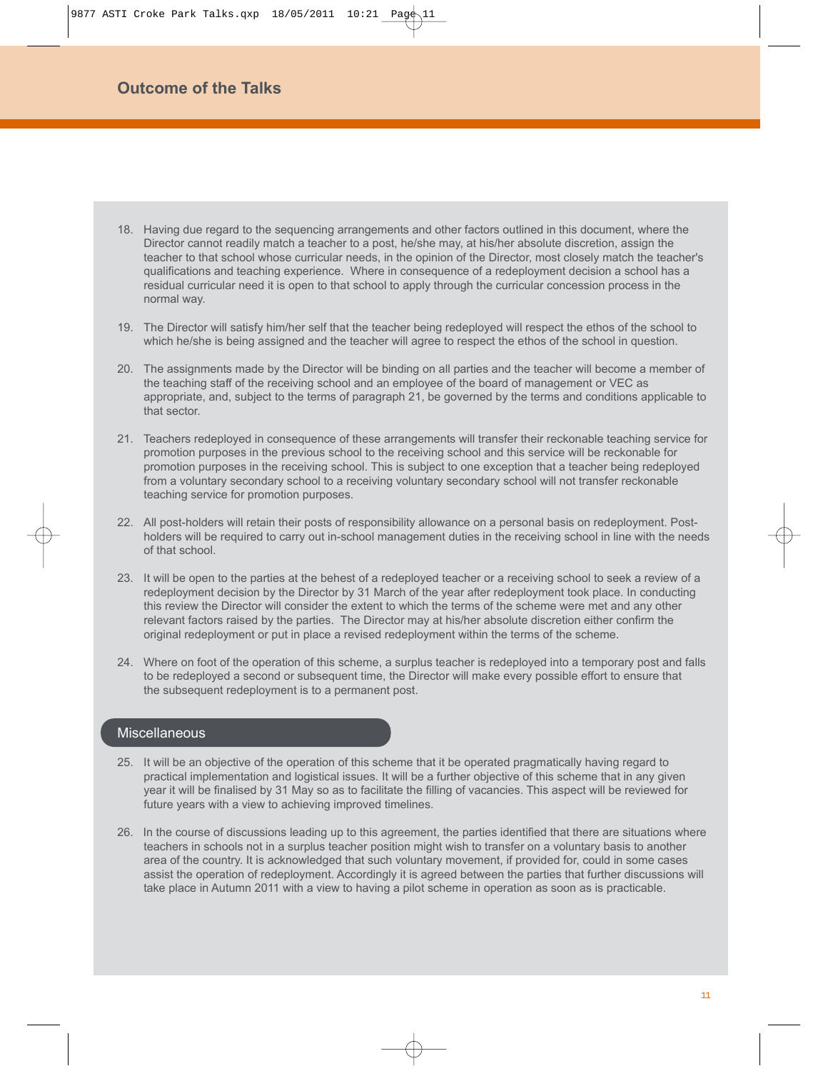## Outcome of the Talks

18. Having due regard to the sequencing arrangements and other factors outlined in this document, where the Director cannot readily match a teacher to a post, he/she may, at his/her absolute discretion, assign the teacher to that school whose curricular needs, in the opinion of the Director, most closely match the teacher's qualifications and teaching experience. Where in consequence of a redeployment decision a school has a residual curricular need it is open to that school to apply through the curricular concession process in the normal way.

19. The Director will satisfy him/her self that the teacher being redeployed will respect the ethos of the school to which he/she is being assigned and the teacher will agree to respect the ethos of the school in question.

20. The assignments made by the Director will be binding on all parties and the teacher will become a member of the teaching staff of the receiving school and an employee of the board of management or VEC as appropriate, and, subject to the terms of paragraph 21, be governed by the terms and conditions applicable to that sector.

21. Teachers redeployed in consequence of these arrangements will transfer their reckonable teaching service for promotion purposes in the previous school to the receiving school and this service will be reckonable for promotion purposes in the receiving school. This is subject to one exception that a teacher being redeployed from a voluntary secondary school to a receiving voluntary secondary school will not transfer reckonable teaching service for promotion purposes.

22. All post-holders will retain their posts of responsibility allowance on a personal basis on redeployment. Post-holders will be required to carry out in-school management duties in the receiving school in line with the needs of that school.

23. It will be open to the parties at the behest of a redeployed teacher or a receiving school to seek a review of a redeployment decision by the Director by 31 March of the year after redeployment took place. In conducting this review the Director will consider the extent to which the terms of the scheme were met and any other relevant factors raised by the parties. The Director may at his/her absolute discretion either confirm the original redeployment or put in place a revised redeployment within the terms of the scheme.

24. Where on foot of the operation of this scheme, a surplus teacher is redeployed into a temporary post and falls to be redeployed a second or subsequent time, the Director will make every possible effort to ensure that the subsequent redeployment is to a permanent post.

### Miscellaneous

25. It will be an objective of the operation of this scheme that it be operated pragmatically having regard to practical implementation and logistical issues. It will be a further objective of this scheme that in any given year it will be finalised by 31 May so as to facilitate the filling of vacancies. This aspect will be reviewed for future years with a view to achieving improved timelines.

26. In the course of discussions leading up to this agreement, the parties identified that there are situations where teachers in schools not in a surplus teacher position might wish to transfer on a voluntary basis to another area of the country. It is acknowledged that such voluntary movement, if provided for, could in some cases assist the operation of redeployment. Accordingly it is agreed between the parties that further discussions will take place in Autumn 2011 with a view to having a pilot scheme in operation as soon as is practicable.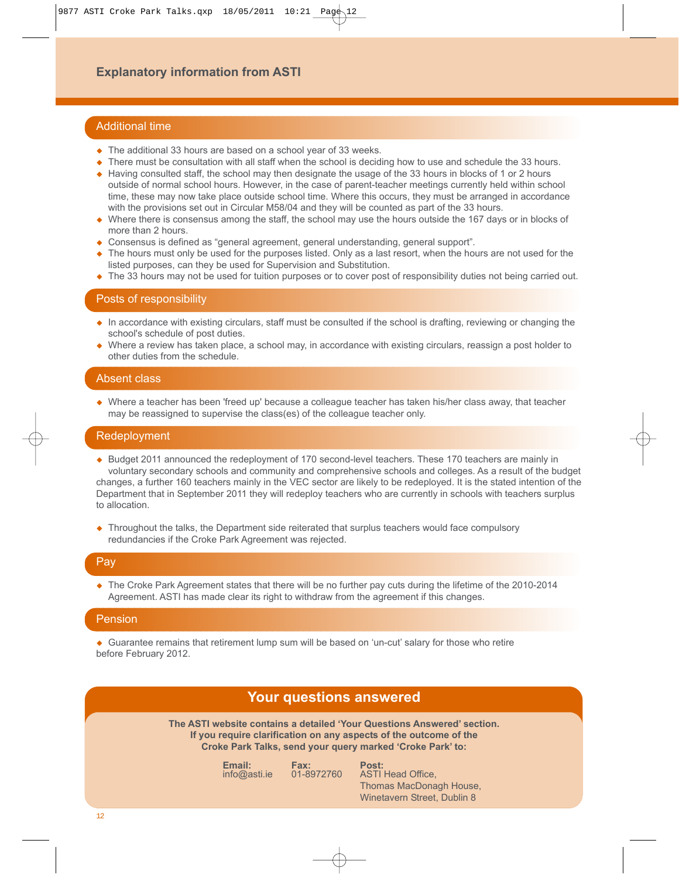# Explanatory information from ASTI

## Additional time

- The additional 33 hours are based on a school year of 33 weeks.
- There must be consultation with all staff when the school is deciding how to use and schedule the 33 hours.
- Having consulted staff, the school may then designate the usage of the 33 hours in blocks of 1 or 2 hours outside of normal school hours. However, in the case of parent-teacher meetings currently held within school time, these may now take place outside school time. Where this occurs, they must be arranged in accordance with the provisions set out in Circular M58/04 and they will be counted as part of the 33 hours.
- Where there is consensus among the staff, the school may use the hours outside the 167 days or in blocks of more than 2 hours.
- Consensus is defined as "general agreement, general understanding, general support".
- The hours must only be used for the purposes listed. Only as a last resort, when the hours are not used for the listed purposes, can they be used for Supervision and Substitution.
- The 33 hours may not be used for tuition purposes or to cover post of responsibility duties not being carried out.

## Posts of responsibility

- In accordance with existing circulars, staff must be consulted if the school is drafting, reviewing or changing the school's schedule of post duties.
- Where a review has taken place, a school may, in accordance with existing circulars, reassign a post holder to other duties from the schedule.

## Absent class

- Where a teacher has been 'freed up' because a colleague teacher has taken his/her class away, that teacher may be reassigned to supervise the class(es) of the colleague teacher only.

## Redeployment

- Budget 2011 announced the redeployment of 170 second-level teachers. These 170 teachers are mainly in voluntary secondary schools and community and comprehensive schools and colleges. As a result of the budget changes, a further 160 teachers mainly in the VEC sector are likely to be redeployed. It is the stated intention of the Department that in September 2011 they will redeploy teachers who are currently in schools with teachers surplus to allocation.

- Throughout the talks, the Department side reiterated that surplus teachers would face compulsory redundancies if the Croke Park Agreement was rejected.

## Pay

- The Croke Park Agreement states that there will be no further pay cuts during the lifetime of the 2010-2014 Agreement. ASTI has made clear its right to withdraw from the agreement if this changes.

## Pension

- Guarantee remains that retirement lump sum will be based on 'un-cut' salary for those who retire before February 2012.

## Your questions answered

**The ASTI website contains a detailed 'Your Questions Answered' section. If you require clarification on any aspects of the outcome of the Croke Park Talks, send your query marked 'Croke Park' to:**

**Email:**
info@asti.ie

**Fax:**
01-8972760

**Post:**
ASTI Head Office,
Thomas MacDonagh House,
Winetavern Street, Dublin 8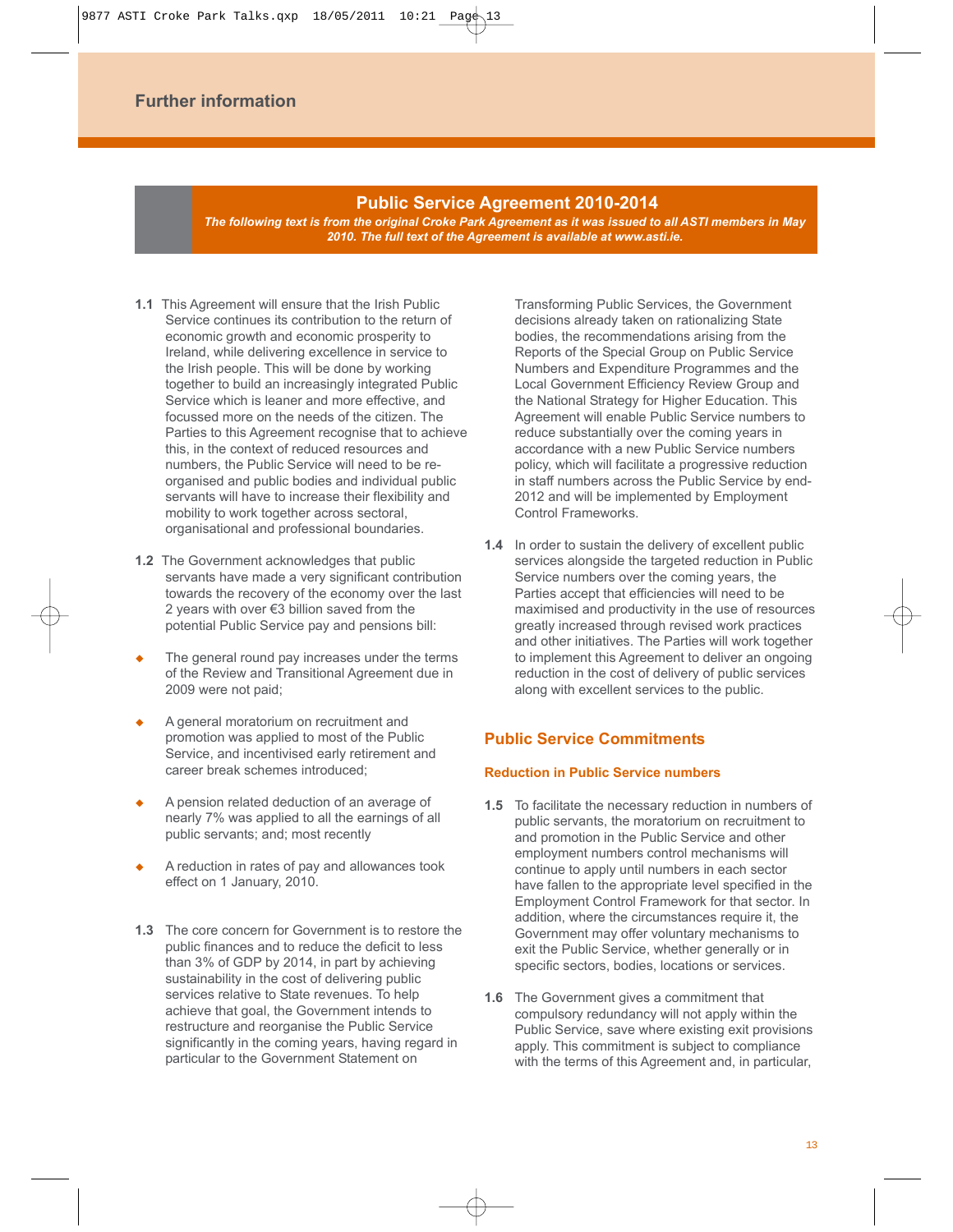## Further information

### Public Service Agreement 2010-2014

***The following text is from the original Croke Park Agreement as it was issued to all ASTI members in May 2010. The full text of the Agreement is available at www.asti.ie.***

**1.1** This Agreement will ensure that the Irish Public Service continues its contribution to the return of economic growth and economic prosperity to Ireland, while delivering excellence in service to the Irish people. This will be done by working together to build an increasingly integrated Public Service which is leaner and more effective, and focussed more on the needs of the citizen. The Parties to this Agreement recognise that to achieve this, in the context of reduced resources and numbers, the Public Service will need to be re-organised and public bodies and individual public servants will have to increase their flexibility and mobility to work together across sectoral, organisational and professional boundaries.

**1.2** The Government acknowledges that public servants have made a very significant contribution towards the recovery of the economy over the last 2 years with over €3 billion saved from the potential Public Service pay and pensions bill:

- The general round pay increases under the terms of the Review and Transitional Agreement due in 2009 were not paid;
- A general moratorium on recruitment and promotion was applied to most of the Public Service, and incentivised early retirement and career break schemes introduced;
- A pension related deduction of an average of nearly 7% was applied to all the earnings of all public servants; and; most recently
- A reduction in rates of pay and allowances took effect on 1 January, 2010.

**1.3** The core concern for Government is to restore the public finances and to reduce the deficit to less than 3% of GDP by 2014, in part by achieving sustainability in the cost of delivering public services relative to State revenues. To help achieve that goal, the Government intends to restructure and reorganise the Public Service significantly in the coming years, having regard in particular to the Government Statement on Transforming Public Services, the Government decisions already taken on rationalizing State bodies, the recommendations arising from the Reports of the Special Group on Public Service Numbers and Expenditure Programmes and the Local Government Efficiency Review Group and the National Strategy for Higher Education. This Agreement will enable Public Service numbers to reduce substantially over the coming years in accordance with a new Public Service numbers policy, which will facilitate a progressive reduction in staff numbers across the Public Service by end-2012 and will be implemented by Employment Control Frameworks.

**1.4** In order to sustain the delivery of excellent public services alongside the targeted reduction in Public Service numbers over the coming years, the Parties accept that efficiencies will need to be maximised and productivity in the use of resources greatly increased through revised work practices and other initiatives. The Parties will work together to implement this Agreement to deliver an ongoing reduction in the cost of delivery of public services along with excellent services to the public.

### Public Service Commitments

#### Reduction in Public Service numbers

**1.5** To facilitate the necessary reduction in numbers of public servants, the moratorium on recruitment to and promotion in the Public Service and other employment numbers control mechanisms will continue to apply until numbers in each sector have fallen to the appropriate level specified in the Employment Control Framework for that sector. In addition, where the circumstances require it, the Government may offer voluntary mechanisms to exit the Public Service, whether generally or in specific sectors, bodies, locations or services.

**1.6** The Government gives a commitment that compulsory redundancy will not apply within the Public Service, save where existing exit provisions apply. This commitment is subject to compliance with the terms of this Agreement and, in particular,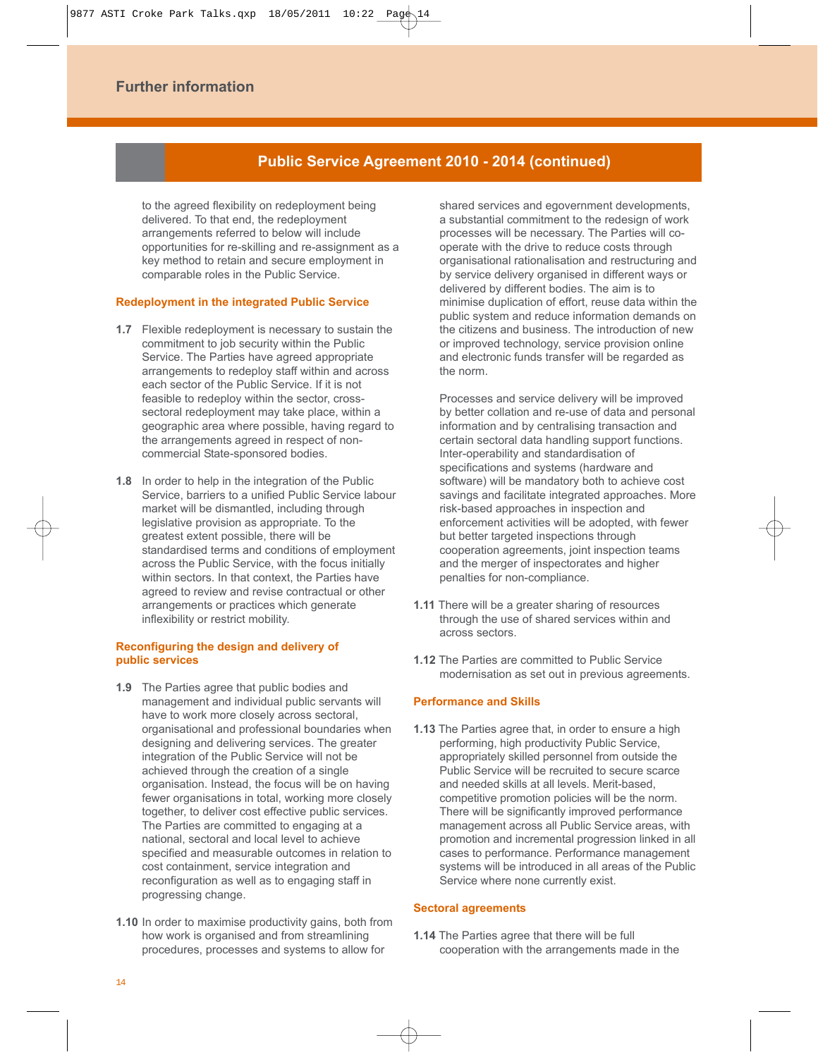## Further information

### Public Service Agreement 2010 - 2014 (continued)

to the agreed flexibility on redeployment being delivered. To that end, the redeployment arrangements referred to below will include opportunities for re-skilling and re-assignment as a key method to retain and secure employment in comparable roles in the Public Service.

**Redeployment in the integrated Public Service**

**1.7** Flexible redeployment is necessary to sustain the commitment to job security within the Public Service. The Parties have agreed appropriate arrangements to redeploy staff within and across each sector of the Public Service. If it is not feasible to redeploy within the sector, cross-sectoral redeployment may take place, within a geographic area where possible, having regard to the arrangements agreed in respect of non-commercial State-sponsored bodies.

**1.8** In order to help in the integration of the Public Service, barriers to a unified Public Service labour market will be dismantled, including through legislative provision as appropriate. To the greatest extent possible, there will be standardised terms and conditions of employment across the Public Service, with the focus initially within sectors. In that context, the Parties have agreed to review and revise contractual or other arrangements or practices which generate inflexibility or restrict mobility.

**Reconfiguring the design and delivery of public services**

**1.9** The Parties agree that public bodies and management and individual public servants will have to work more closely across sectoral, organisational and professional boundaries when designing and delivering services. The greater integration of the Public Service will not be achieved through the creation of a single organisation. Instead, the focus will be on having fewer organisations in total, working more closely together, to deliver cost effective public services. The Parties are committed to engaging at a national, sectoral and local level to achieve specified and measurable outcomes in relation to cost containment, service integration and reconfiguration as well as to engaging staff in progressing change.

**1.10** In order to maximise productivity gains, both from how work is organised and from streamlining procedures, processes and systems to allow for shared services and egovernment developments, a substantial commitment to the redesign of work processes will be necessary. The Parties will co-operate with the drive to reduce costs through organisational rationalisation and restructuring and by service delivery organised in different ways or delivered by different bodies. The aim is to minimise duplication of effort, reuse data within the public system and reduce information demands on the citizens and business. The introduction of new or improved technology, service provision online and electronic funds transfer will be regarded as the norm.

Processes and service delivery will be improved by better collation and re-use of data and personal information and by centralising transaction and certain sectoral data handling support functions. Inter-operability and standardisation of specifications and systems (hardware and software) will be mandatory both to achieve cost savings and facilitate integrated approaches. More risk-based approaches in inspection and enforcement activities will be adopted, with fewer but better targeted inspections through cooperation agreements, joint inspection teams and the merger of inspectorates and higher penalties for non-compliance.

**1.11** There will be a greater sharing of resources through the use of shared services within and across sectors.

**1.12** The Parties are committed to Public Service modernisation as set out in previous agreements.

**Performance and Skills**

**1.13** The Parties agree that, in order to ensure a high performing, high productivity Public Service, appropriately skilled personnel from outside the Public Service will be recruited to secure scarce and needed skills at all levels. Merit-based, competitive promotion policies will be the norm. There will be significantly improved performance management across all Public Service areas, with promotion and incremental progression linked in all cases to performance. Performance management systems will be introduced in all areas of the Public Service where none currently exist.

**Sectoral agreements**

**1.14** The Parties agree that there will be full cooperation with the arrangements made in the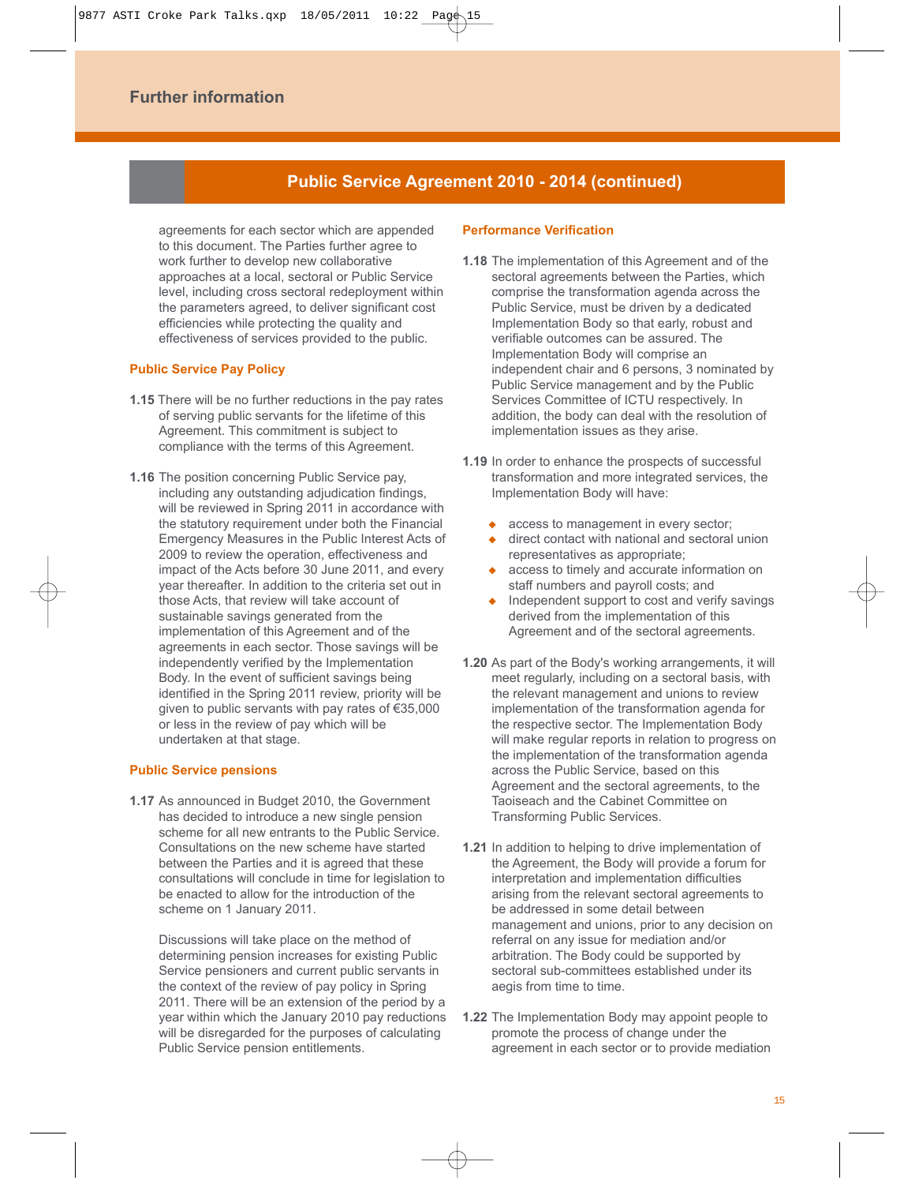## Public Service Agreement 2010 - 2014 (continued)

agreements for each sector which are appended to this document. The Parties further agree to work further to develop new collaborative approaches at a local, sectoral or Public Service level, including cross sectoral redeployment within the parameters agreed, to deliver significant cost efficiencies while protecting the quality and effectiveness of services provided to the public.

### Public Service Pay Policy

**1.15** There will be no further reductions in the pay rates of serving public servants for the lifetime of this Agreement. This commitment is subject to compliance with the terms of this Agreement.

**1.16** The position concerning Public Service pay, including any outstanding adjudication findings, will be reviewed in Spring 2011 in accordance with the statutory requirement under both the Financial Emergency Measures in the Public Interest Acts of 2009 to review the operation, effectiveness and impact of the Acts before 30 June 2011, and every year thereafter. In addition to the criteria set out in those Acts, that review will take account of sustainable savings generated from the implementation of this Agreement and of the agreements in each sector. Those savings will be independently verified by the Implementation Body. In the event of sufficient savings being identified in the Spring 2011 review, priority will be given to public servants with pay rates of €35,000 or less in the review of pay which will be undertaken at that stage.

### Public Service pensions

**1.17** As announced in Budget 2010, the Government has decided to introduce a new single pension scheme for all new entrants to the Public Service. Consultations on the new scheme have started between the Parties and it is agreed that these consultations will conclude in time for legislation to be enacted to allow for the introduction of the scheme on 1 January 2011.

Discussions will take place on the method of determining pension increases for existing Public Service pensioners and current public servants in the context of the review of pay policy in Spring 2011. There will be an extension of the period by a year within which the January 2010 pay reductions will be disregarded for the purposes of calculating Public Service pension entitlements.

### Performance Verification

**1.18** The implementation of this Agreement and of the sectoral agreements between the Parties, which comprise the transformation agenda across the Public Service, must be driven by a dedicated Implementation Body so that early, robust and verifiable outcomes can be assured. The Implementation Body will comprise an independent chair and 6 persons, 3 nominated by Public Service management and by the Public Services Committee of ICTU respectively. In addition, the body can deal with the resolution of implementation issues as they arise.

**1.19** In order to enhance the prospects of successful transformation and more integrated services, the Implementation Body will have:

- access to management in every sector;
- direct contact with national and sectoral union representatives as appropriate;
- access to timely and accurate information on staff numbers and payroll costs; and
- Independent support to cost and verify savings derived from the implementation of this Agreement and of the sectoral agreements.

**1.20** As part of the Body's working arrangements, it will meet regularly, including on a sectoral basis, with the relevant management and unions to review implementation of the transformation agenda for the respective sector. The Implementation Body will make regular reports in relation to progress on the implementation of the transformation agenda across the Public Service, based on this Agreement and the sectoral agreements, to the Taoiseach and the Cabinet Committee on Transforming Public Services.

**1.21** In addition to helping to drive implementation of the Agreement, the Body will provide a forum for interpretation and implementation difficulties arising from the relevant sectoral agreements to be addressed in some detail between management and unions, prior to any decision on referral on any issue for mediation and/or arbitration. The Body could be supported by sectoral sub-committees established under its aegis from time to time.

**1.22** The Implementation Body may appoint people to promote the process of change under the agreement in each sector or to provide mediation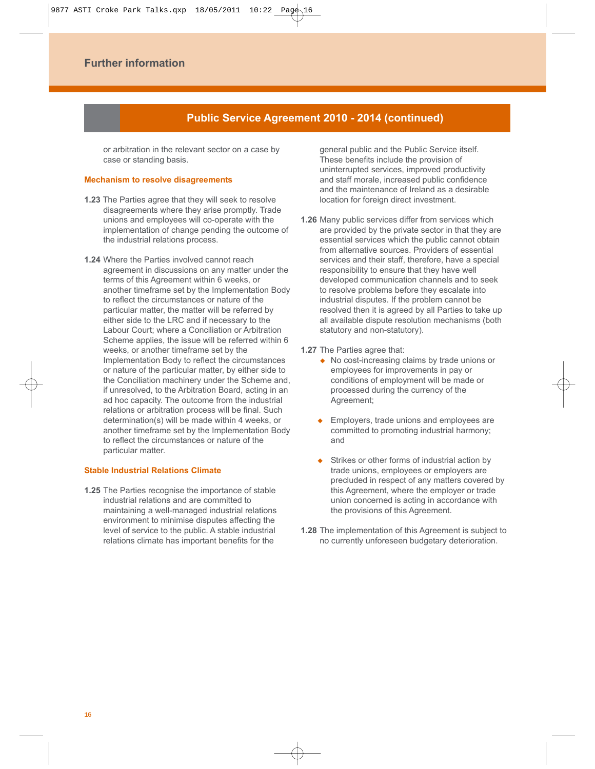## Further information

### Public Service Agreement 2010 - 2014 (continued)

or arbitration in the relevant sector on a case by case or standing basis.

#### Mechanism to resolve disagreements

**1.23** The Parties agree that they will seek to resolve disagreements where they arise promptly. Trade unions and employees will co-operate with the implementation of change pending the outcome of the industrial relations process.

**1.24** Where the Parties involved cannot reach agreement in discussions on any matter under the terms of this Agreement within 6 weeks, or another timeframe set by the Implementation Body to reflect the circumstances or nature of the particular matter, the matter will be referred by either side to the LRC and if necessary to the Labour Court; where a Conciliation or Arbitration Scheme applies, the issue will be referred within 6 weeks, or another timeframe set by the Implementation Body to reflect the circumstances or nature of the particular matter, by either side to the Conciliation machinery under the Scheme and, if unresolved, to the Arbitration Board, acting in an ad hoc capacity. The outcome from the industrial relations or arbitration process will be final. Such determination(s) will be made within 4 weeks, or another timeframe set by the Implementation Body to reflect the circumstances or nature of the particular matter.

#### Stable Industrial Relations Climate

**1.25** The Parties recognise the importance of stable industrial relations and are committed to maintaining a well-managed industrial relations environment to minimise disputes affecting the level of service to the public. A stable industrial relations climate has important benefits for the general public and the Public Service itself. These benefits include the provision of uninterrupted services, improved productivity and staff morale, increased public confidence and the maintenance of Ireland as a desirable location for foreign direct investment.

**1.26** Many public services differ from services which are provided by the private sector in that they are essential services which the public cannot obtain from alternative sources. Providers of essential services and their staff, therefore, have a special responsibility to ensure that they have well developed communication channels and to seek to resolve problems before they escalate into industrial disputes. If the problem cannot be resolved then it is agreed by all Parties to take up all available dispute resolution mechanisms (both statutory and non-statutory).

**1.27** The Parties agree that:

- No cost-increasing claims by trade unions or employees for improvements in pay or conditions of employment will be made or processed during the currency of the Agreement;
- Employers, trade unions and employees are committed to promoting industrial harmony; and
- Strikes or other forms of industrial action by trade unions, employees or employers are precluded in respect of any matters covered by this Agreement, where the employer or trade union concerned is acting in accordance with the provisions of this Agreement.

**1.28** The implementation of this Agreement is subject to no currently unforeseen budgetary deterioration.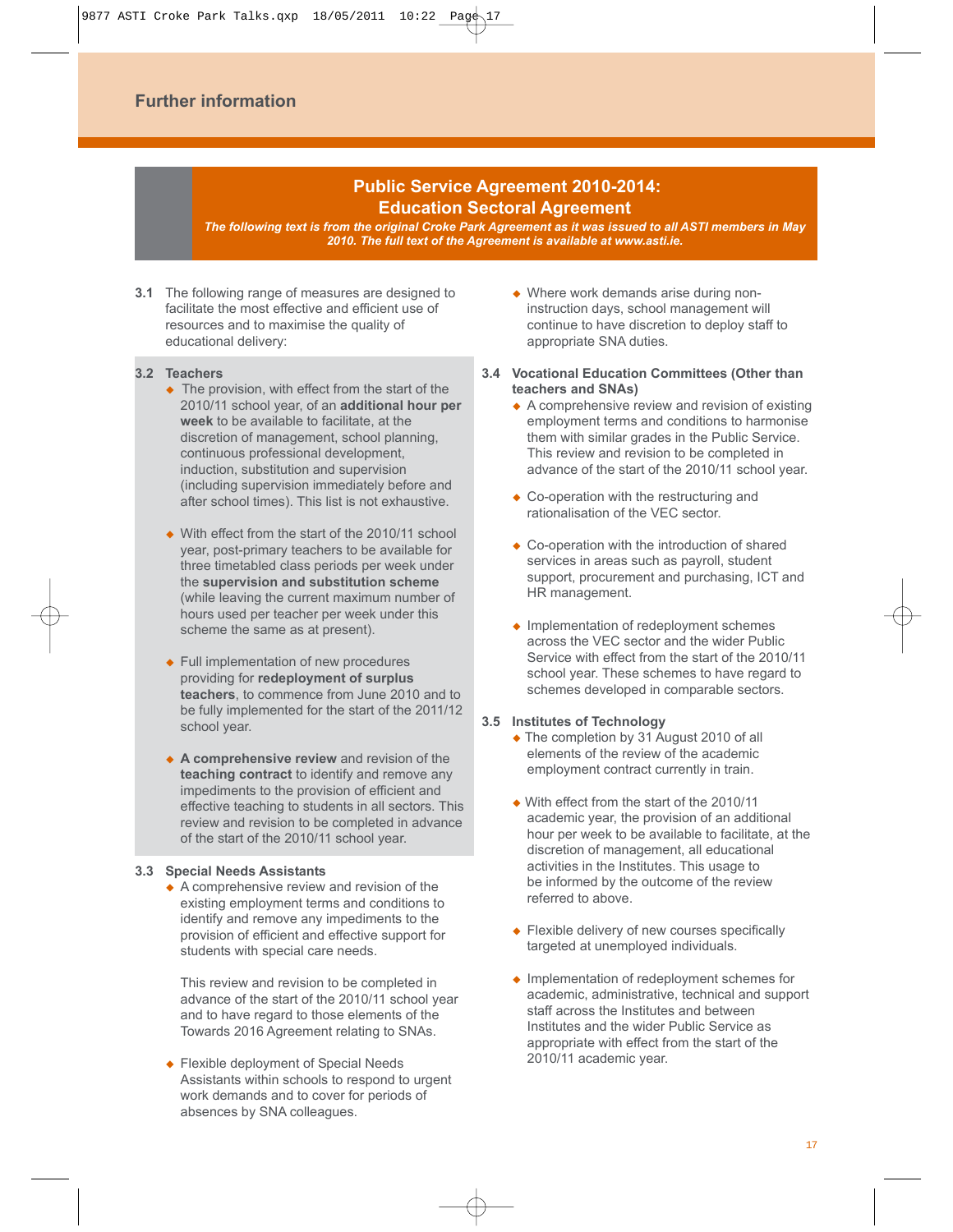## Further information

### Public Service Agreement 2010-2014: Education Sectoral Agreement

***The following text is from the original Croke Park Agreement as it was issued to all ASTI members in May 2010. The full text of the Agreement is available at www.asti.ie.***

**3.1** The following range of measures are designed to facilitate the most effective and efficient use of resources and to maximise the quality of educational delivery:

**3.2 Teachers**

- The provision, with effect from the start of the 2010/11 school year, of an **additional hour per week** to be available to facilitate, at the discretion of management, school planning, continuous professional development, induction, substitution and supervision (including supervision immediately before and after school times). This list is not exhaustive.
- With effect from the start of the 2010/11 school year, post-primary teachers to be available for three timetabled class periods per week under the **supervision and substitution scheme** (while leaving the current maximum number of hours used per teacher per week under this scheme the same as at present).
- Full implementation of new procedures providing for **redeployment of surplus teachers**, to commence from June 2010 and to be fully implemented for the start of the 2011/12 school year.
- **A comprehensive review** and revision of the **teaching contract** to identify and remove any impediments to the provision of efficient and effective teaching to students in all sectors. This review and revision to be completed in advance of the start of the 2010/11 school year.

**3.3 Special Needs Assistants**

- A comprehensive review and revision of the existing employment terms and conditions to identify and remove any impediments to the provision of efficient and effective support for students with special care needs.

  This review and revision to be completed in advance of the start of the 2010/11 school year and to have regard to those elements of the Towards 2016 Agreement relating to SNAs.
- Flexible deployment of Special Needs Assistants within schools to respond to urgent work demands and to cover for periods of absences by SNA colleagues.
- Where work demands arise during non-instruction days, school management will continue to have discretion to deploy staff to appropriate SNA duties.

**3.4 Vocational Education Committees (Other than teachers and SNAs)**

- A comprehensive review and revision of existing employment terms and conditions to harmonise them with similar grades in the Public Service. This review and revision to be completed in advance of the start of the 2010/11 school year.
- Co-operation with the restructuring and rationalisation of the VEC sector.
- Co-operation with the introduction of shared services in areas such as payroll, student support, procurement and purchasing, ICT and HR management.
- Implementation of redeployment schemes across the VEC sector and the wider Public Service with effect from the start of the 2010/11 school year. These schemes to have regard to schemes developed in comparable sectors.

**3.5 Institutes of Technology**

- The completion by 31 August 2010 of all elements of the review of the academic employment contract currently in train.
- With effect from the start of the 2010/11 academic year, the provision of an additional hour per week to be available to facilitate, at the discretion of management, all educational activities in the Institutes. This usage to be informed by the outcome of the review referred to above.
- Flexible delivery of new courses specifically targeted at unemployed individuals.
- Implementation of redeployment schemes for academic, administrative, technical and support staff across the Institutes and between Institutes and the wider Public Service as appropriate with effect from the start of the 2010/11 academic year.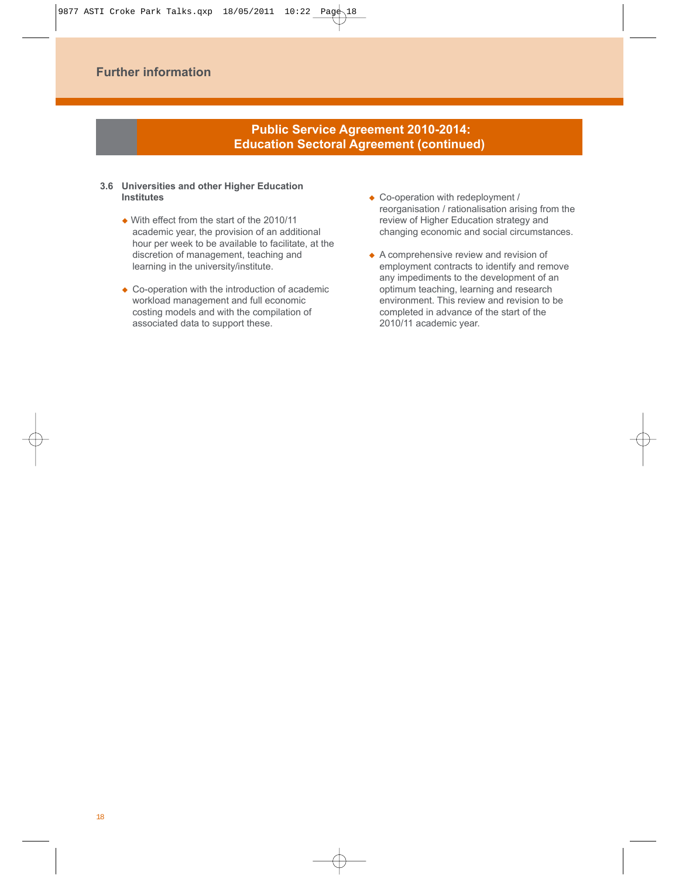## Further information

### Public Service Agreement 2010-2014: Education Sectoral Agreement (continued)

**3.6 Universities and other Higher Education Institutes**

- With effect from the start of the 2010/11 academic year, the provision of an additional hour per week to be available to facilitate, at the discretion of management, teaching and learning in the university/institute.
- Co-operation with the introduction of academic workload management and full economic costing models and with the compilation of associated data to support these.
- Co-operation with redeployment / reorganisation / rationalisation arising from the review of Higher Education strategy and changing economic and social circumstances.
- A comprehensive review and revision of employment contracts to identify and remove any impediments to the development of an optimum teaching, learning and research environment. This review and revision to be completed in advance of the start of the 2010/11 academic year.